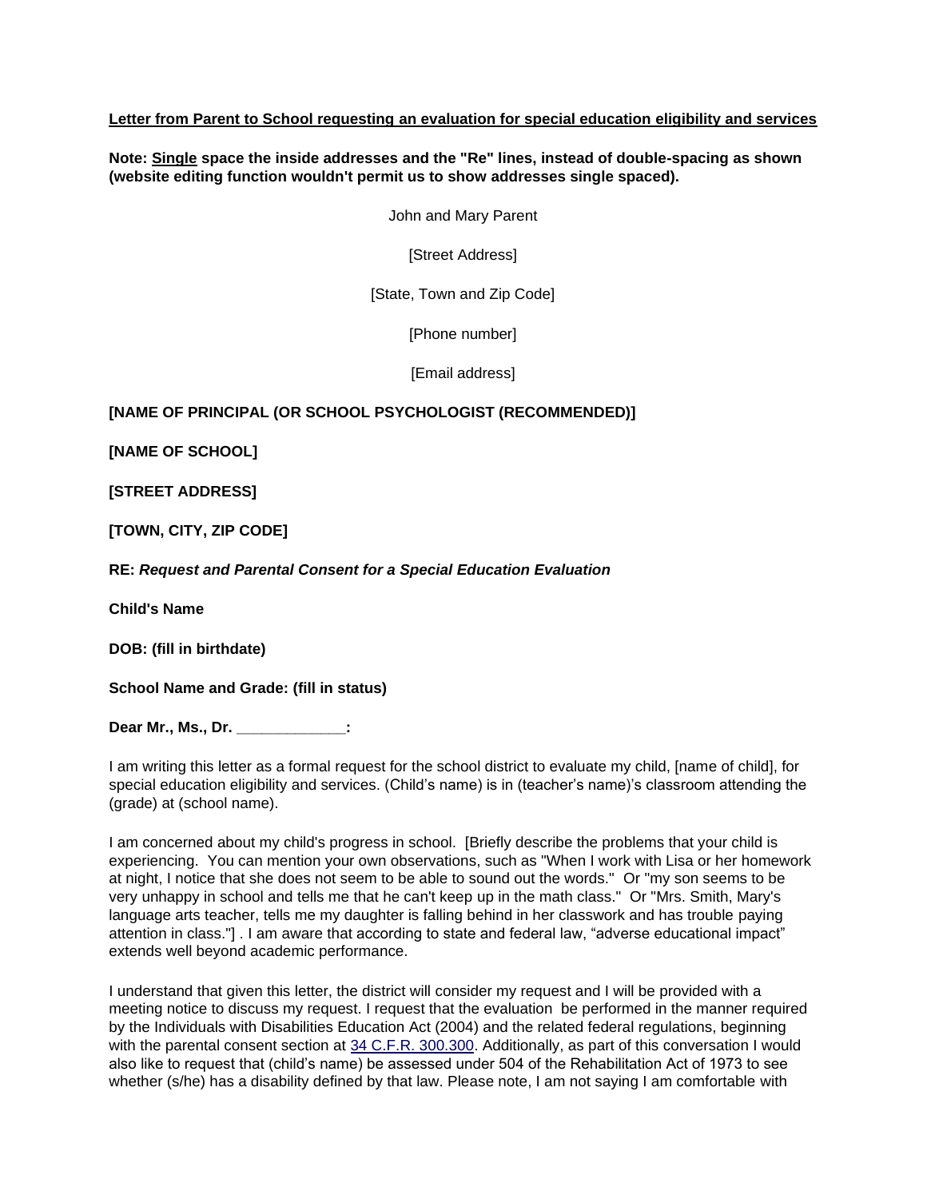**<u>Letter from Parent to School requesting an evaluation for special education eligibility and services</u>**

**Note: <u>Single</u> space the inside addresses and the "Re" lines, instead of double-spacing as shown (website editing function wouldn't permit us to show addresses single spaced).**

John and Mary Parent

[Street Address]

[State, Town and Zip Code]

[Phone number]

[Email address]

**[NAME OF PRINCIPAL (OR SCHOOL PSYCHOLOGIST (RECOMMENDED)]**

**[NAME OF SCHOOL]**

**[STREET ADDRESS]**

**[TOWN, CITY, ZIP CODE]**

**RE: *Request and Parental Consent for a Special Education Evaluation***

**Child's Name**

**DOB: (fill in birthdate)**

**School Name and Grade: (fill in status)**

**Dear Mr., Ms., Dr. _____________:**

I am writing this letter as a formal request for the school district to evaluate my child, [name of child], for special education eligibility and services. (Child's name) is in (teacher's name)'s classroom attending the (grade) at (school name).

I am concerned about my child's progress in school. [Briefly describe the problems that your child is experiencing. You can mention your own observations, such as "When I work with Lisa or her homework at night, I notice that she does not seem to be able to sound out the words." Or "my son seems to be very unhappy in school and tells me that he can't keep up in the math class." Or "Mrs. Smith, Mary's language arts teacher, tells me my daughter is falling behind in her classwork and has trouble paying attention in class."] . I am aware that according to state and federal law, "adverse educational impact" extends well beyond academic performance.

I understand that given this letter, the district will consider my request and I will be provided with a meeting notice to discuss my request. I request that the evaluation be performed in the manner required by the Individuals with Disabilities Education Act (2004) and the related federal regulations, beginning with the parental consent section at 34 C.F.R. 300.300. Additionally, as part of this conversation I would also like to request that (child's name) be assessed under 504 of the Rehabilitation Act of 1973 to see whether (s/he) has a disability defined by that law. Please note, I am not saying I am comfortable with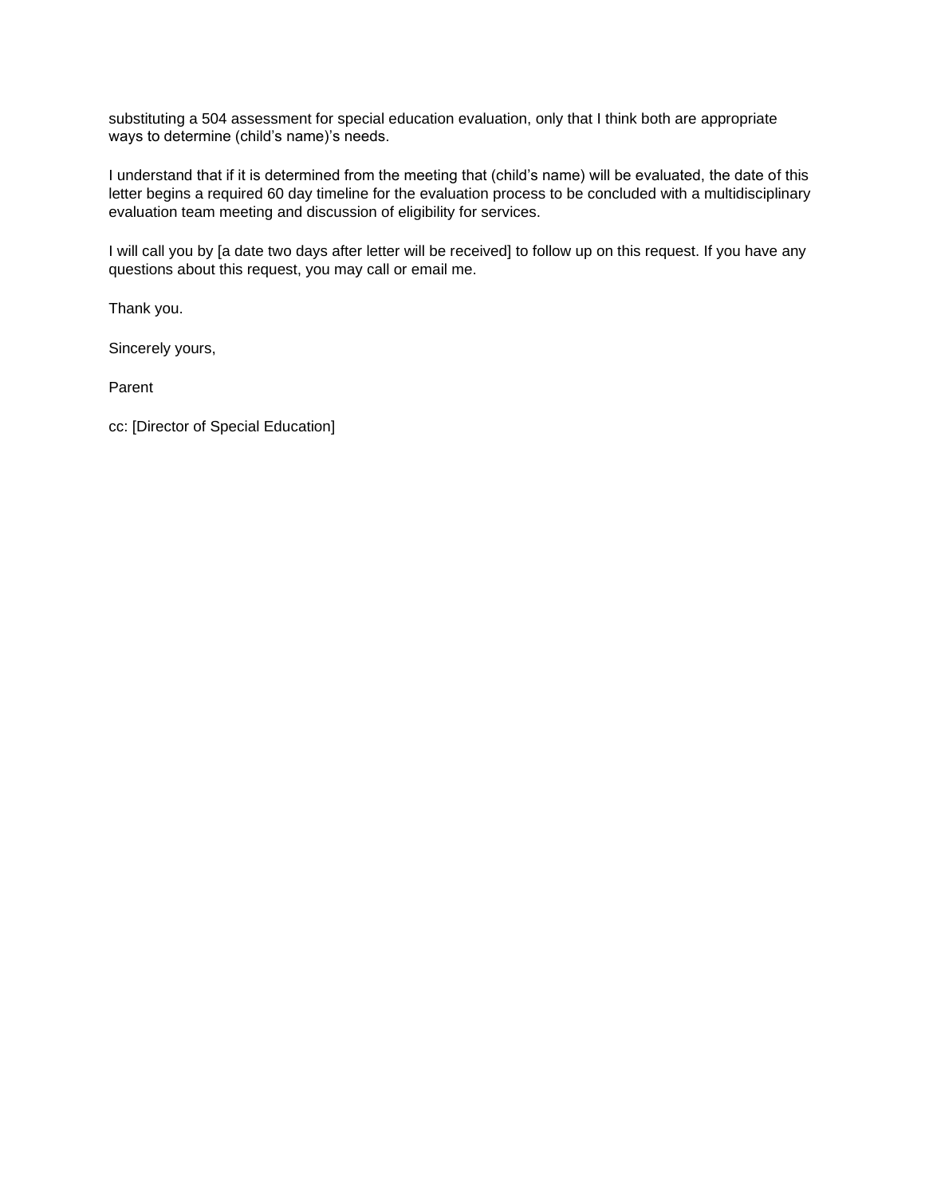substituting a 504 assessment for special education evaluation, only that I think both are appropriate ways to determine (child's name)'s needs.

I understand that if it is determined from the meeting that (child's name) will be evaluated, the date of this letter begins a required 60 day timeline for the evaluation process to be concluded with a multidisciplinary evaluation team meeting and discussion of eligibility for services.

I will call you by [a date two days after letter will be received] to follow up on this request. If you have any questions about this request, you may call or email me.

Thank you.

Sincerely yours,

Parent

cc: [Director of Special Education]